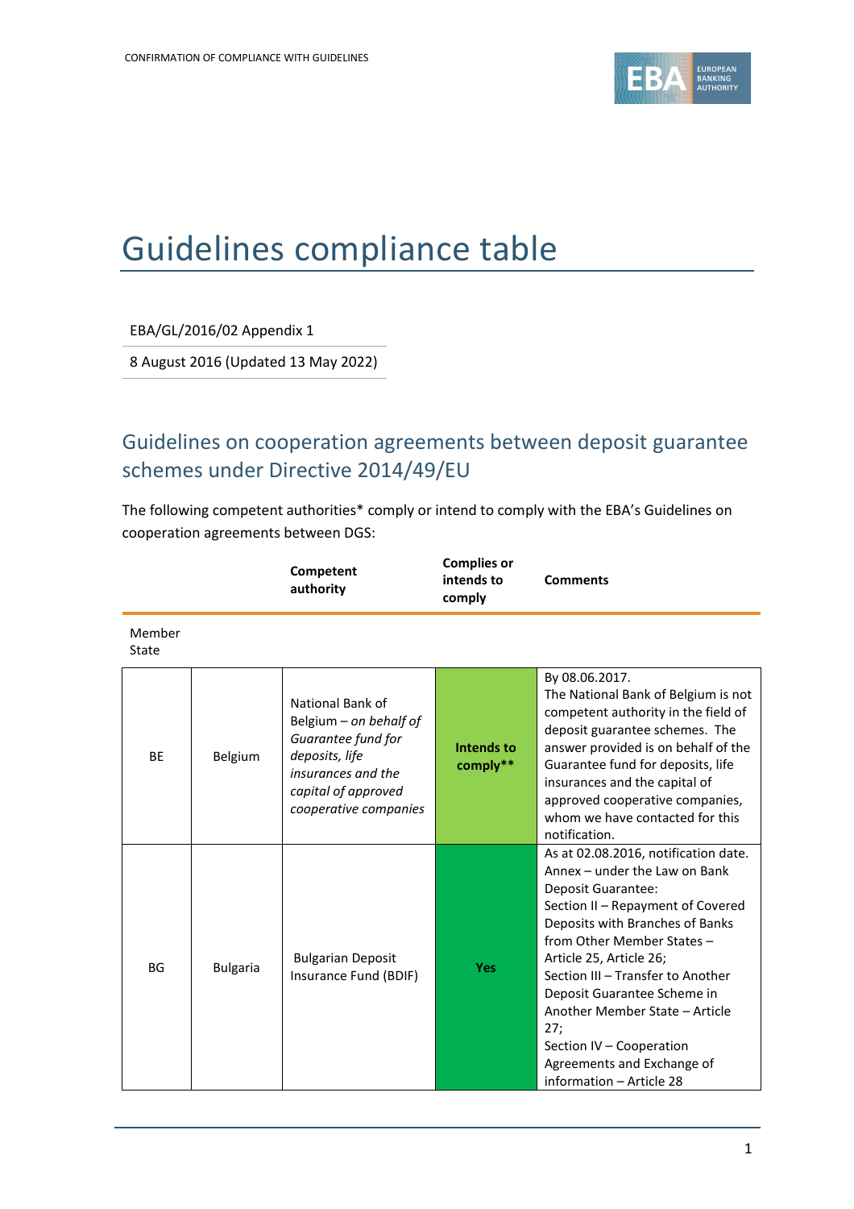# Guidelines compliance table

EBA/GL/2016/02 Appendix 1

8 August 2016 (Updated 13 May 2022)

## Guidelines on cooperation agreements between deposit guarantee schemes under Directive 2014/49/EU

The following competent authorities* comply or intend to comply with the EBA's Guidelines on cooperation agreements between DGS:

| Member State | | Competent authority | Complies or intends to comply | Comments |
|---|---|---|---|---|
| BE | Belgium | National Bank of Belgium – *on behalf of Guarantee fund for deposits, life insurances and the capital of approved cooperative companies* | **Intends to comply**\*\* | By 08.06.2017. The National Bank of Belgium is not competent authority in the field of deposit guarantee schemes. The answer provided is on behalf of the Guarantee fund for deposits, life insurances and the capital of approved cooperative companies, whom we have contacted for this notification. |
| BG | Bulgaria | Bulgarian Deposit Insurance Fund (BDIF) | **Yes** | As at 02.08.2016, notification date. Annex – under the Law on Bank Deposit Guarantee: Section II – Repayment of Covered Deposits with Branches of Banks from Other Member States – Article 25, Article 26; Section III – Transfer to Another Deposit Guarantee Scheme in Another Member State – Article 27; Section IV – Cooperation Agreements and Exchange of information – Article 28 |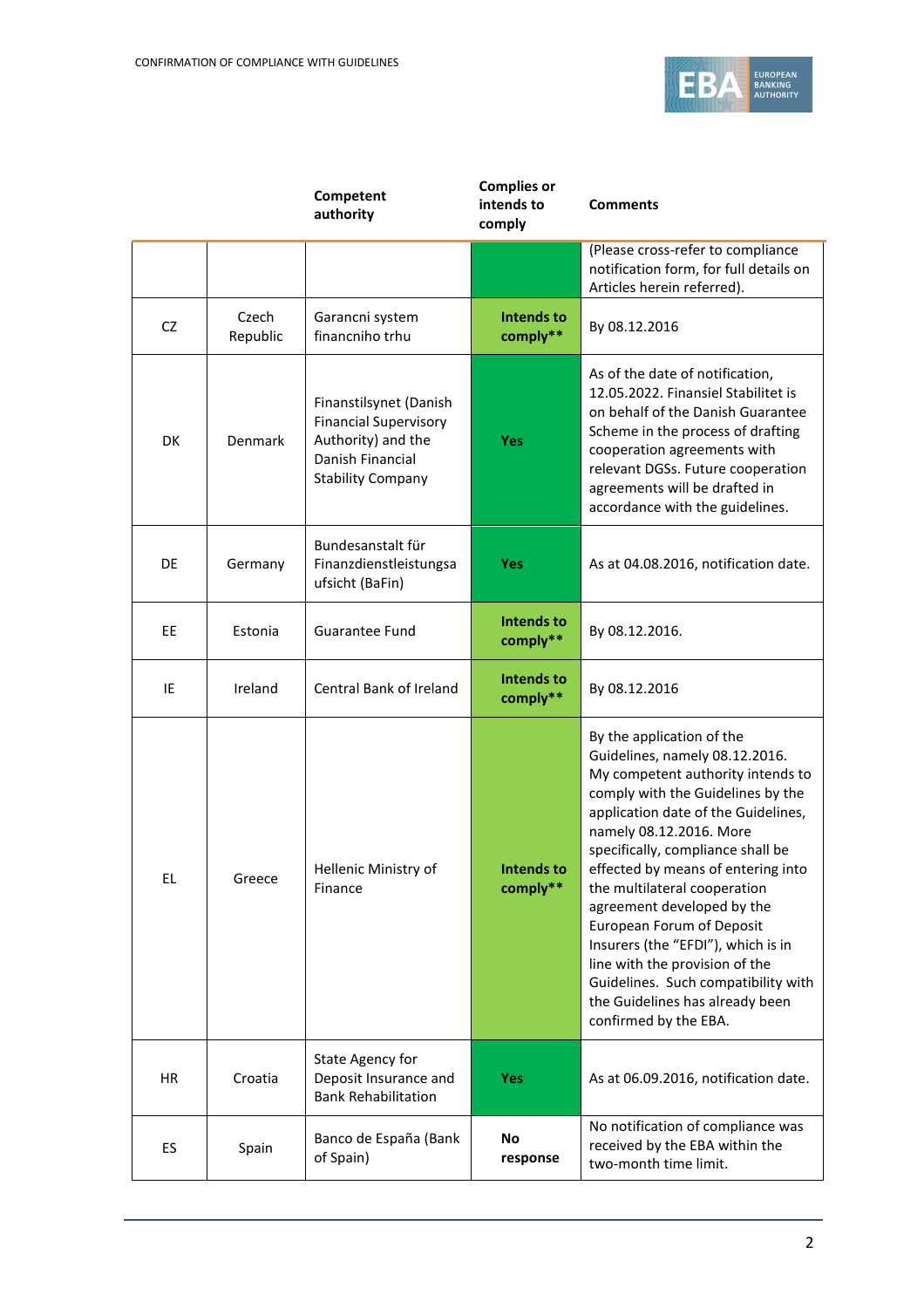| | | Competent authority | Complies or intends to comply | Comments |
|---|---|---|---|---|
| | | | | (Please cross-refer to compliance notification form, for full details on Articles herein referred). |
| CZ | Czech Republic | Garancni system financniho trhu | **Intends to comply**** | By 08.12.2016 |
| DK | Denmark | Finanstilsynet (Danish Financial Supervisory Authority) and the Danish Financial Stability Company | **Yes** | As of the date of notification, 12.05.2022. Finansiel Stabilitet is on behalf of the Danish Guarantee Scheme in the process of drafting cooperation agreements with relevant DGSs. Future cooperation agreements will be drafted in accordance with the guidelines. |
| DE | Germany | Bundesanstalt für Finanzdienstleistungsaufsicht (BaFin) | **Yes** | As at 04.08.2016, notification date. |
| EE | Estonia | Guarantee Fund | **Intends to comply**** | By 08.12.2016. |
| IE | Ireland | Central Bank of Ireland | **Intends to comply**** | By 08.12.2016 |
| EL | Greece | Hellenic Ministry of Finance | **Intends to comply**** | By the application of the Guidelines, namely 08.12.2016. My competent authority intends to comply with the Guidelines by the application date of the Guidelines, namely 08.12.2016. More specifically, compliance shall be effected by means of entering into the multilateral cooperation agreement developed by the European Forum of Deposit Insurers (the "EFDI"), which is in line with the provision of the Guidelines. Such compatibility with the Guidelines has already been confirmed by the EBA. |
| HR | Croatia | State Agency for Deposit Insurance and Bank Rehabilitation | **Yes** | As at 06.09.2016, notification date. |
| ES | Spain | Banco de España (Bank of Spain) | **No response** | No notification of compliance was received by the EBA within the two-month time limit. |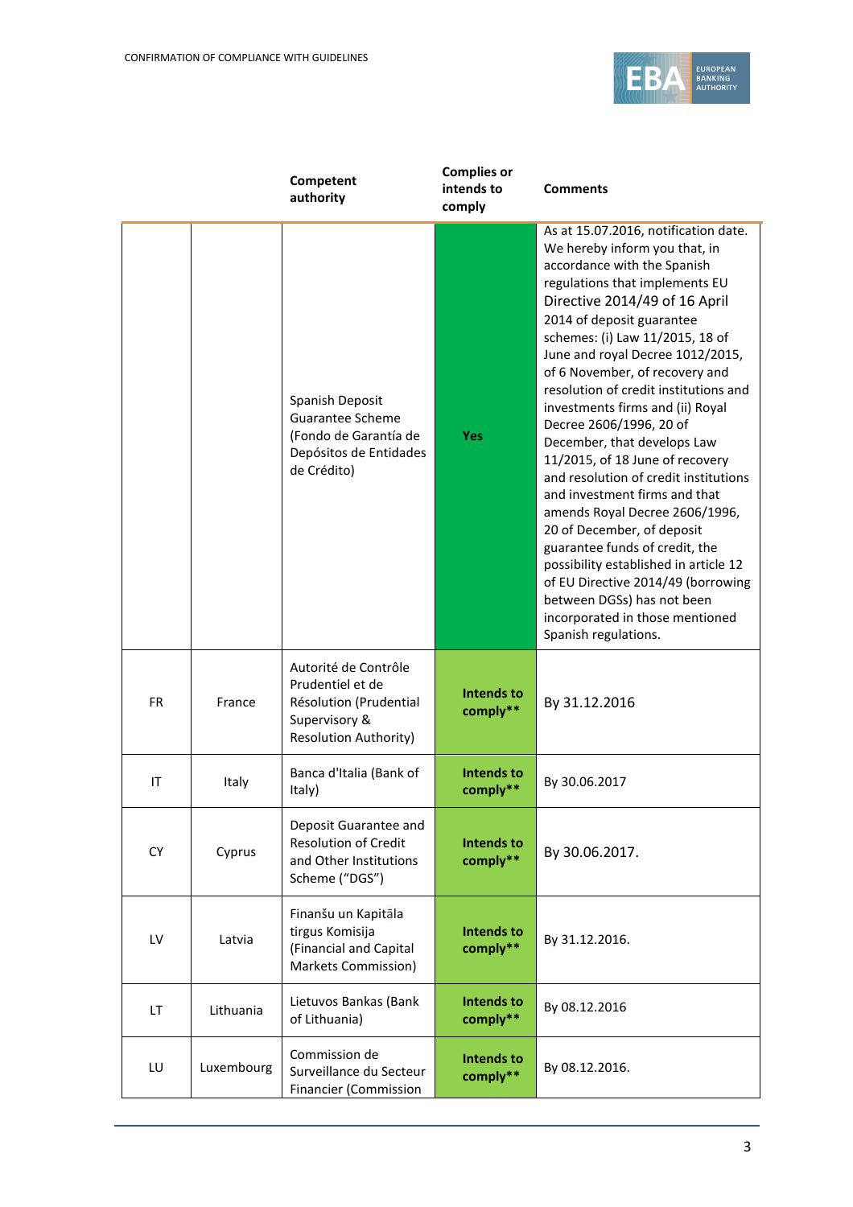| | | Competent authority | Complies or intends to comply | Comments |
|---|---|---|---|---|
| | | Spanish Deposit Guarantee Scheme (Fondo de Garantía de Depósitos de Entidades de Crédito) | Yes | As at 15.07.2016, notification date. We hereby inform you that, in accordance with the Spanish regulations that implements EU Directive 2014/49 of 16 April 2014 of deposit guarantee schemes: (i) Law 11/2015, 18 of June and royal Decree 1012/2015, of 6 November, of recovery and resolution of credit institutions and investments firms and (ii) Royal Decree 2606/1996, 20 of December, that develops Law 11/2015, of 18 June of recovery and resolution of credit institutions and investment firms and that amends Royal Decree 2606/1996, 20 of December, of deposit guarantee funds of credit, the possibility established in article 12 of EU Directive 2014/49 (borrowing between DGSs) has not been incorporated in those mentioned Spanish regulations. |
| FR | France | Autorité de Contrôle Prudentiel et de Résolution (Prudential Supervisory & Resolution Authority) | Intends to comply** | By 31.12.2016 |
| IT | Italy | Banca d'Italia (Bank of Italy) | Intends to comply** | By 30.06.2017 |
| CY | Cyprus | Deposit Guarantee and Resolution of Credit and Other Institutions Scheme ("DGS") | Intends to comply** | By 30.06.2017. |
| LV | Latvia | Finanšu un Kapitāla tirgus Komisija (Financial and Capital Markets Commission) | Intends to comply** | By 31.12.2016. |
| LT | Lithuania | Lietuvos Bankas (Bank of Lithuania) | Intends to comply** | By 08.12.2016 |
| LU | Luxembourg | Commission de Surveillance du Secteur Financier (Commission | Intends to comply** | By 08.12.2016. |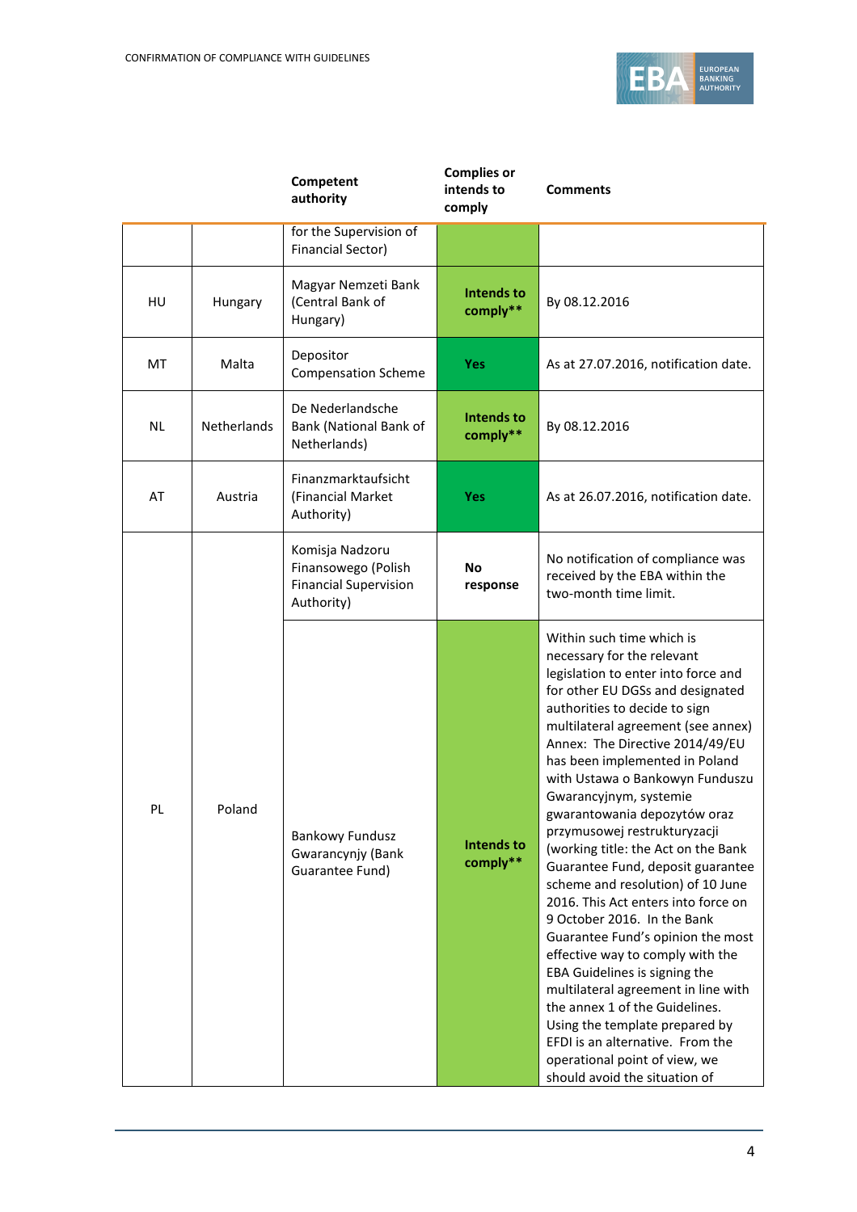| | | Competent authority | Complies or intends to comply | Comments |
|---|---|---|---|---|
| | | for the Supervision of Financial Sector) | | |
| HU | Hungary | Magyar Nemzeti Bank (Central Bank of Hungary) | **Intends to comply**** | By 08.12.2016 |
| MT | Malta | Depositor Compensation Scheme | **Yes** | As at 27.07.2016, notification date. |
| NL | Netherlands | De Nederlandsche Bank (National Bank of Netherlands) | **Intends to comply**** | By 08.12.2016 |
| AT | Austria | Finanzmarktaufsicht (Financial Market Authority) | **Yes** | As at 26.07.2016, notification date. |
| PL | Poland | Komisja Nadzoru Finansowego (Polish Financial Supervision Authority) | **No response** | No notification of compliance was received by the EBA within the two-month time limit. |
| | | Bankowy Fundusz Gwarancyjny (Bank Guarantee Fund) | **Intends to comply**** | Within such time which is necessary for the relevant legislation to enter into force and for other EU DGSs and designated authorities to decide to sign multilateral agreement (see annex) Annex: The Directive 2014/49/EU has been implemented in Poland with Ustawa o Bankowyn Funduszu Gwarancyjnym, systemie gwarantowania depozytów oraz przymusowej restrukturyzacji (working title: the Act on the Bank Guarantee Fund, deposit guarantee scheme and resolution) of 10 June 2016. This Act enters into force on 9 October 2016. In the Bank Guarantee Fund's opinion the most effective way to comply with the EBA Guidelines is signing the multilateral agreement in line with the annex 1 of the Guidelines. Using the template prepared by EFDI is an alternative. From the operational point of view, we should avoid the situation of |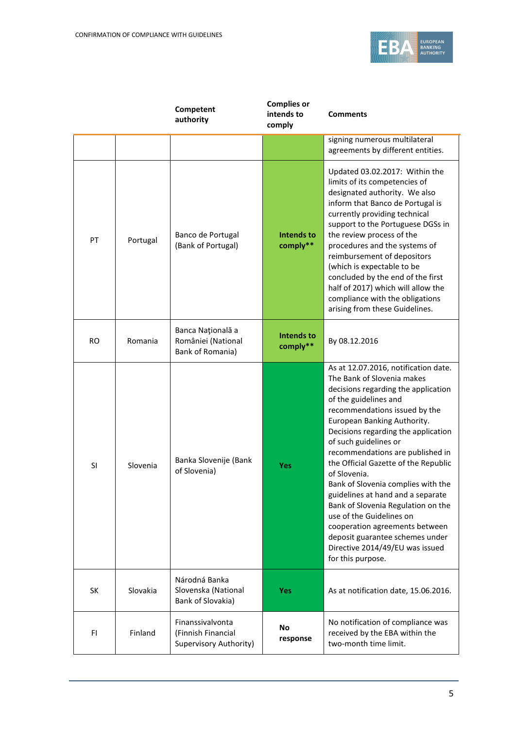| | | Competent authority | Complies or intends to comply | Comments |
|---|---|---|---|---|
| | | | | signing numerous multilateral agreements by different entities. |
| PT | Portugal | Banco de Portugal (Bank of Portugal) | **Intends to comply**** | Updated 03.02.2017: Within the limits of its competencies of designated authority. We also inform that Banco de Portugal is currently providing technical support to the Portuguese DGSs in the review process of the procedures and the systems of reimbursement of depositors (which is expectable to be concluded by the end of the first half of 2017) which will allow the compliance with the obligations arising from these Guidelines. |
| RO | Romania | Banca Naţională a României (National Bank of Romania) | **Intends to comply**** | By 08.12.2016 |
| SI | Slovenia | Banka Slovenije (Bank of Slovenia) | **Yes** | As at 12.07.2016, notification date. The Bank of Slovenia makes decisions regarding the application of the guidelines and recommendations issued by the European Banking Authority. Decisions regarding the application of such guidelines or recommendations are published in the Official Gazette of the Republic of Slovenia. Bank of Slovenia complies with the guidelines at hand and a separate Bank of Slovenia Regulation on the use of the Guidelines on cooperation agreements between deposit guarantee schemes under Directive 2014/49/EU was issued for this purpose. |
| SK | Slovakia | Národná Banka Slovenska (National Bank of Slovakia) | **Yes** | As at notification date, 15.06.2016. |
| FI | Finland | Finanssivalvonta (Finnish Financial Supervisory Authority) | **No response** | No notification of compliance was received by the EBA within the two-month time limit. |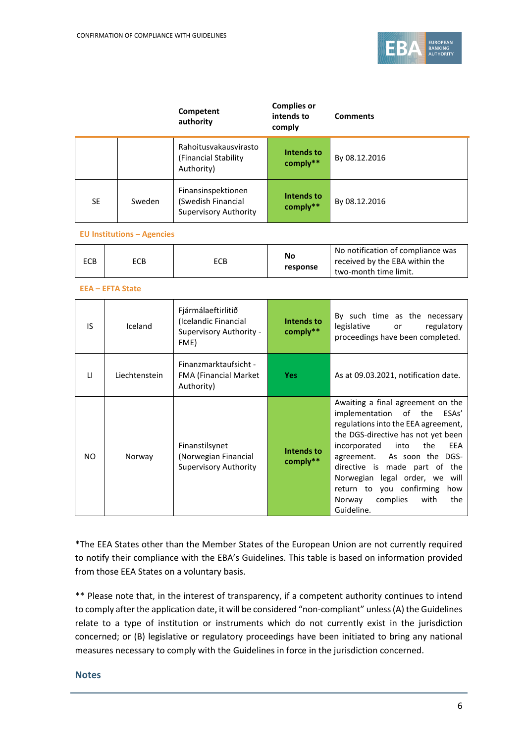| | | Competent authority | Complies or intends to comply | Comments |
|---|---|---|---|---|
| | | Rahoitusvakausvirasto (Financial Stability Authority) | **Intends to comply**** | By 08.12.2016 |
| SE | Sweden | Finansinspektionen (Swedish Financial Supervisory Authority | **Intends to comply**** | By 08.12.2016 |

**EU Institutions – Agencies**

| | | | | |
|---|---|---|---|---|
| ECB | ECB | ECB | **No response** | No notification of compliance was received by the EBA within the two-month time limit. |

**EEA – EFTA State**

| | | | | |
|---|---|---|---|---|
| IS | Iceland | Fjármálaeftirlitið (Icelandic Financial Supervisory Authority - FME) | **Intends to comply**** | By such time as the necessary legislative or regulatory proceedings have been completed. |
| LI | Liechtenstein | Finanzmarktaufsicht - FMA (Financial Market Authority) | **Yes** | As at 09.03.2021, notification date. |
| NO | Norway | Finanstilsynet (Norwegian Financial Supervisory Authority | **Intends to comply**** | Awaiting a final agreement on the implementation of the ESAs' regulations into the EEA agreement, the DGS-directive has not yet been incorporated into the EEA agreement. As soon the DGS-directive is made part of the Norwegian legal order, we will return to you confirming how Norway complies with the Guideline. |

*The EEA States other than the Member States of the European Union are not currently required to notify their compliance with the EBA's Guidelines. This table is based on information provided from those EEA States on a voluntary basis.

** Please note that, in the interest of transparency, if a competent authority continues to intend to comply after the application date, it will be considered "non-compliant" unless (A) the Guidelines relate to a type of institution or instruments which do not currently exist in the jurisdiction concerned; or (B) legislative or regulatory proceedings have been initiated to bring any national measures necessary to comply with the Guidelines in force in the jurisdiction concerned.

## Notes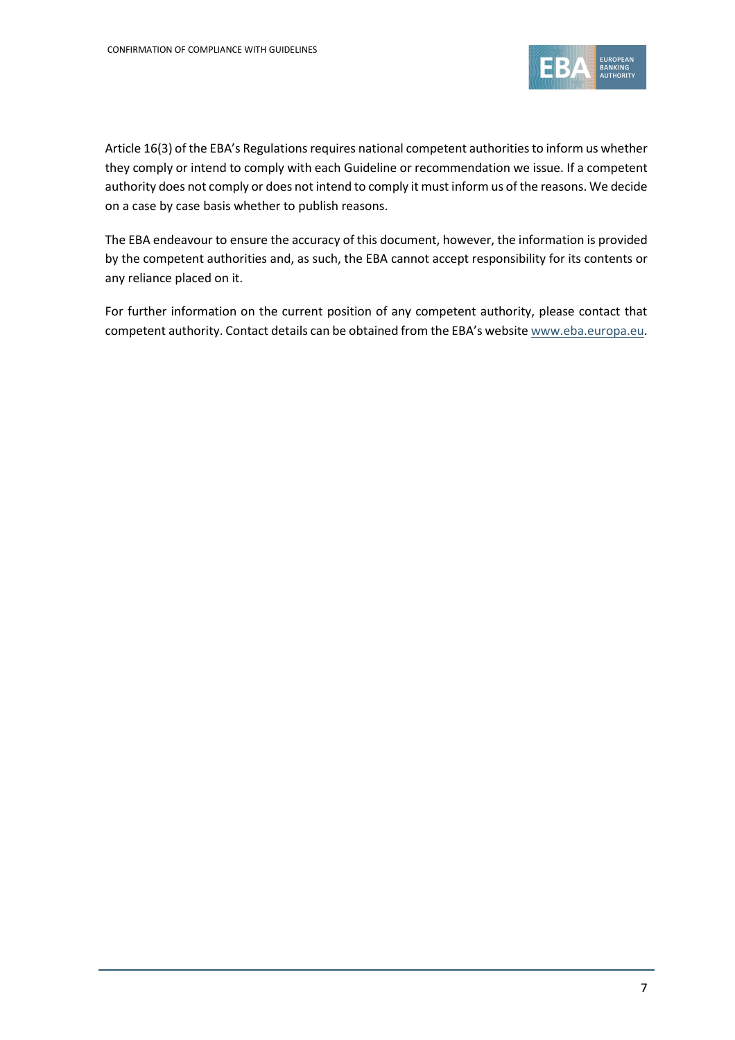Article 16(3) of the EBA's Regulations requires national competent authorities to inform us whether they comply or intend to comply with each Guideline or recommendation we issue. If a competent authority does not comply or does not intend to comply it must inform us of the reasons. We decide on a case by case basis whether to publish reasons.

The EBA endeavour to ensure the accuracy of this document, however, the information is provided by the competent authorities and, as such, the EBA cannot accept responsibility for its contents or any reliance placed on it.

For further information on the current position of any competent authority, please contact that competent authority. Contact details can be obtained from the EBA's website www.eba.europa.eu.